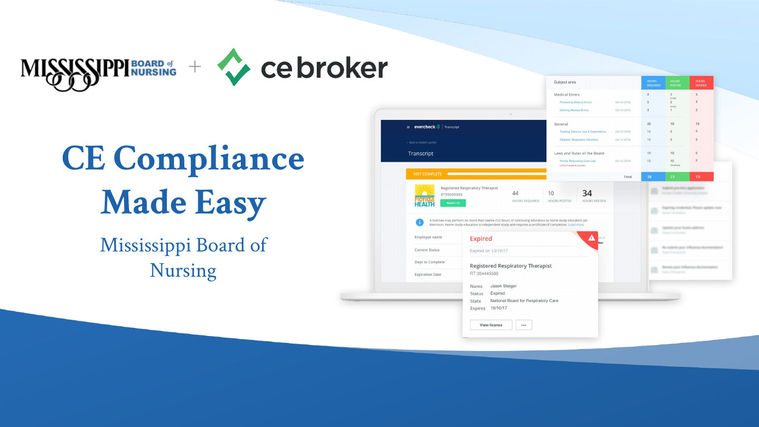MISSISSIPPI BOARD of NURSING + ce broker

# CE Compliance Made Easy

## Mississippi Board of Nursing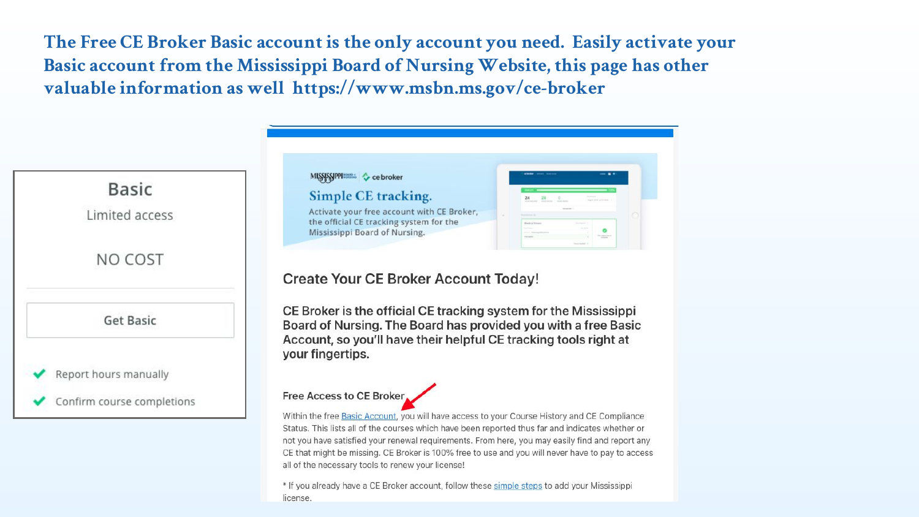**The Free CE Broker Basic account is the only account you need. Easily activate your Basic account from the Mississippi Board of Nursing Website, this page has other valuable information as well https://www.msbn.ms.gov/ce-broker**

### Basic

Limited access

NO COST

Get Basic

- ✔ Report hours manually
- ✔ Confirm course completions

Mississippi Board of Nursing | cebroker

**Simple CE tracking.**

Activate your free account with CE Broker, the official CE tracking system for the Mississippi Board of Nursing.

## Create Your CE Broker Account Today!

**CE Broker is the official CE tracking system for the Mississippi Board of Nursing. The Board has provided you with a free Basic Account, so you'll have their helpful CE tracking tools right at your fingertips.**

### Free Access to CE Broker

Within the free Basic Account, you will have access to your Course History and CE Compliance Status. This lists all of the courses which have been reported thus far and indicates whether or not you have satisfied your renewal requirements. From here, you may easily find and report any CE that might be missing. CE Broker is 100% free to use and you will never have to pay to access all of the necessary tools to renew your license!

* If you already have a CE Broker account, follow these simple steps to add your Mississippi license.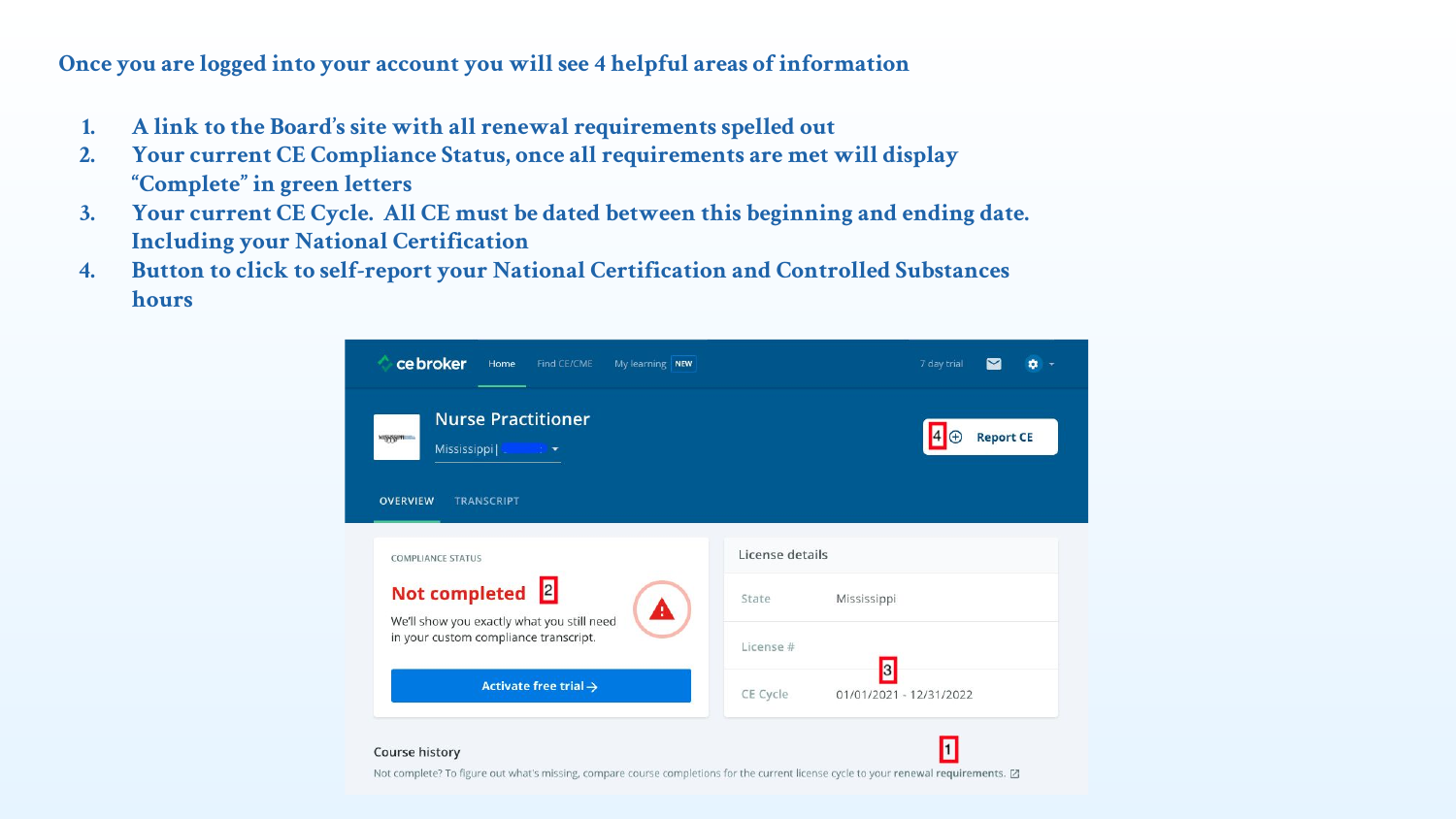## Once you are logged into your account you will see 4 helpful areas of information

1. A link to the Board's site with all renewal requirements spelled out
2. Your current CE Compliance Status, once all requirements are met will display "Complete" in green letters
3. Your current CE Cycle. All CE must be dated between this beginning and ending date. Including your National Certification
4. Button to click to self-report your National Certification and Controlled Substances hours

cebroker | Home | Find CE/CME | My learning NEW | 7 day trial

Nurse Practitioner

Mississippi |

4 Report CE

OVERVIEW | TRANSCRIPT

COMPLIANCE STATUS

Not completed 2

We'll show you exactly what you still need in your custom compliance transcript.

Activate free trial →

License details

| | |
|---|---|
| State | Mississippi |
| License # | |
| CE Cycle | 01/01/2021 - 12/31/2022 |

3

Course history

Not complete? To figure out what's missing, compare course completions for the current license cycle to your renewal requirements. 1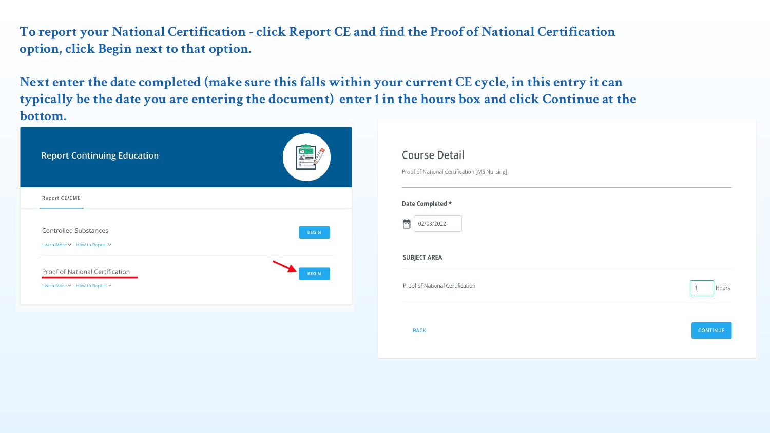**To report your National Certification - click Report CE and find the Proof of National Certification option, click Begin next to that option.**

**Next enter the date completed (make sure this falls within your current CE cycle, in this entry it can typically be the date you are entering the document) enter 1 in the hours box and click Continue at the bottom.**

Report Continuing Education

Report CE/CME

Controlled Substances — BEGIN

Learn More How to Report

Proof of National Certification — BEGIN

Learn More How to Report

Course Detail

Proof of National Certification [MS Nursing]

Date Completed *

02/03/2022

SUBJECT AREA

Proof of National Certification — 1 Hours

BACK CONTINUE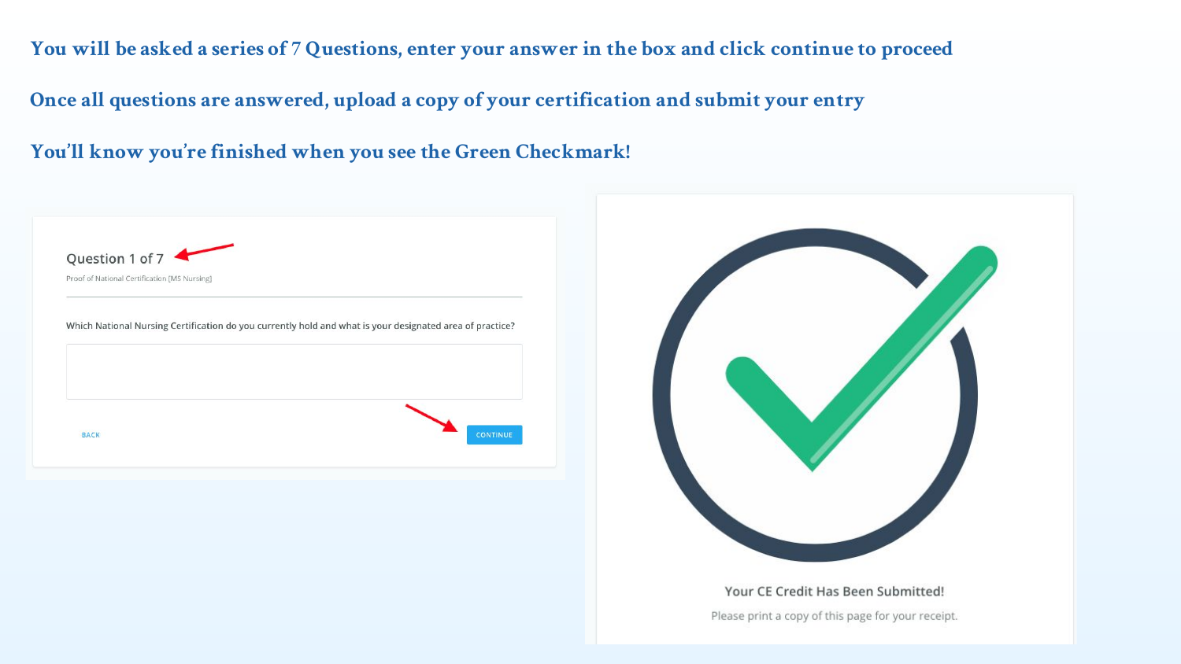**You will be asked a series of 7 Questions, enter your answer in the box and click continue to proceed**

**Once all questions are answered, upload a copy of your certification and submit your entry**

**You'll know you're finished when you see the Green Checkmark!**

Question 1 of 7

Proof of National Certification [MS Nursing]

Which National Nursing Certification do you currently hold and what is your designated area of practice?

BACK

CONTINUE

Your CE Credit Has Been Submitted!

Please print a copy of this page for your receipt.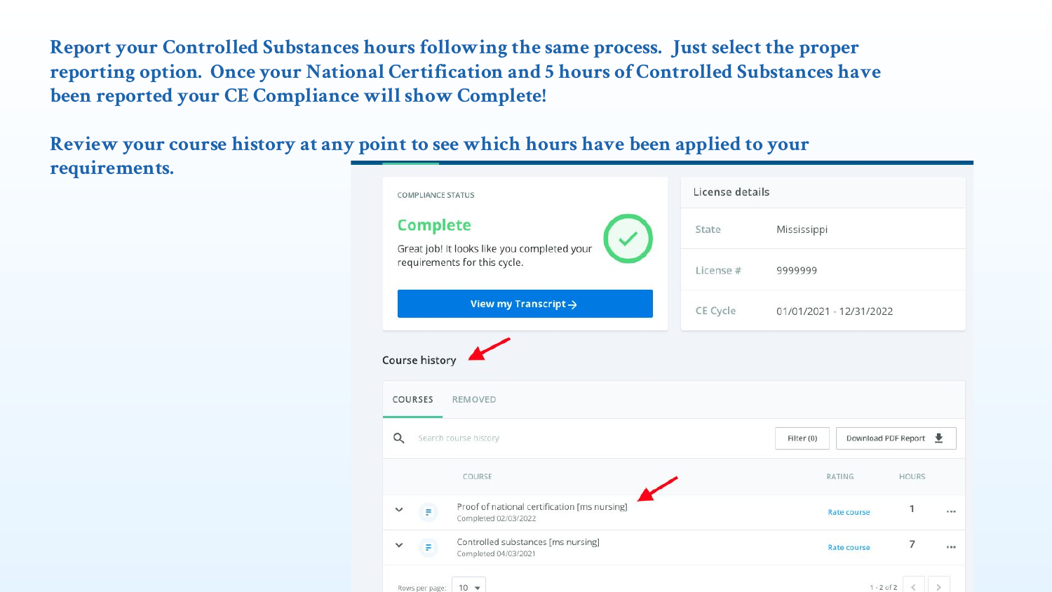**Report your Controlled Substances hours following the same process. Just select the proper reporting option. Once your National Certification and 5 hours of Controlled Substances have been reported your CE Compliance will show Complete!**

**Review your course history at any point to see which hours have been applied to your requirements.**

COMPLIANCE STATUS

**Complete**

Great job! It looks like you completed your requirements for this cycle.

View my Transcript →

License details

| State | Mississippi |
| --- | --- |
| License # | 9999999 |
| CE Cycle | 01/01/2021 - 12/31/2022 |

Course history

COURSES REMOVED

Search course history

Filter (0) Download PDF Report

| COURSE | RATING | HOURS |
| --- | --- | --- |
| Proof of national certification [ms nursing] Completed 02/03/2022 | Rate course | 1 |
| Controlled substances [ms nursing] Completed 04/03/2021 | Rate course | 7 |

Rows per page: 10 1 - 2 of 2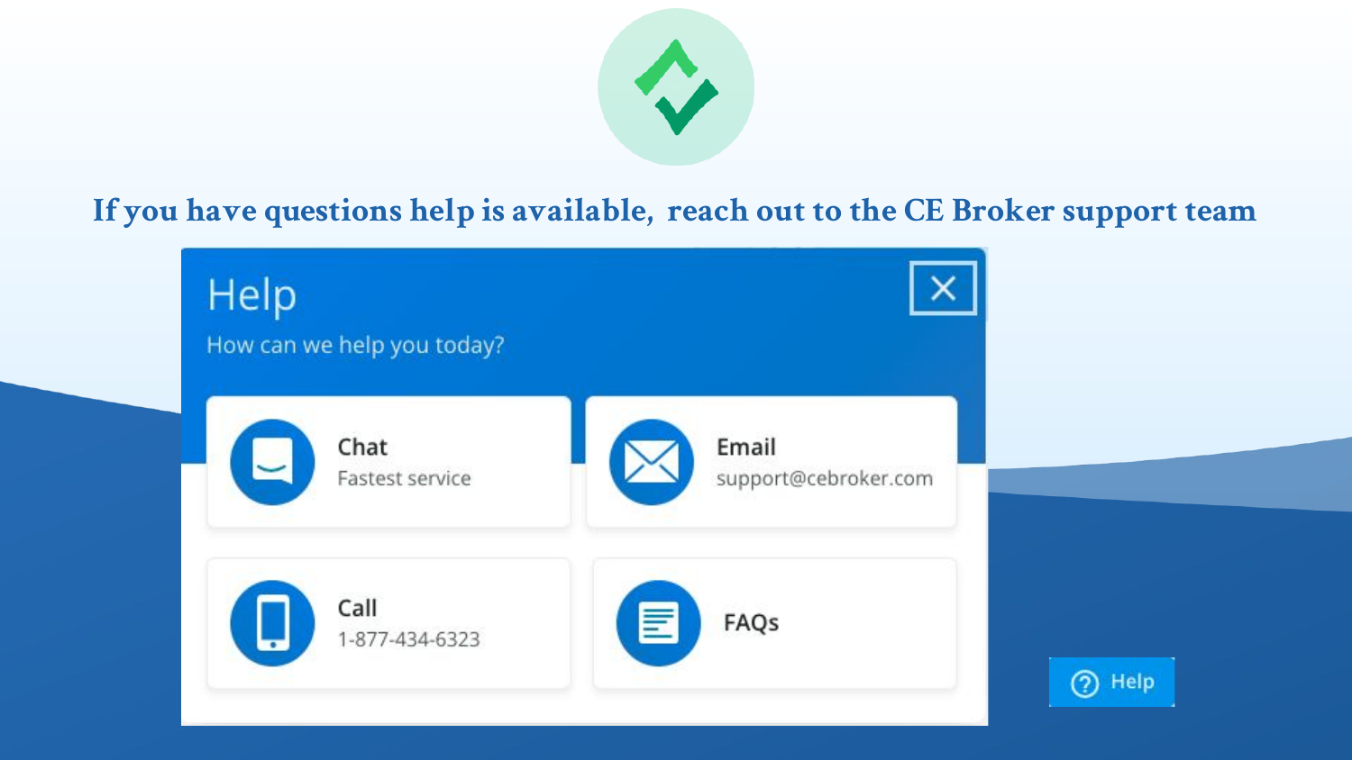**If you have questions help is available, reach out to the CE Broker support team**

Help

How can we help you today?

Chat
Fastest service

Email
support@cebroker.com

Call
1-877-434-6323

FAQs

Help